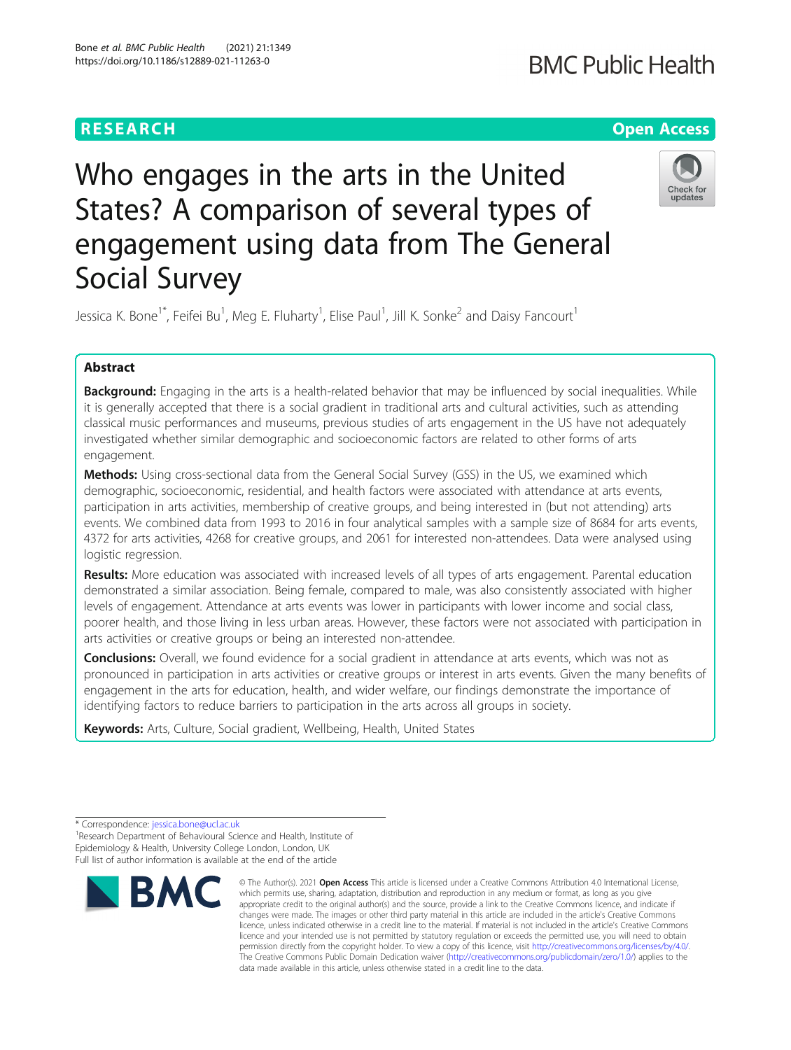**RESEARCH** **Open Access**

# Who engages in the arts in the United States? A comparison of several types of engagement using data from The General Social Survey

Jessica K. Bone[1*], Feifei Bu[1], Meg E. Fluharty[1], Elise Paul[1], Jill K. Sonke[2] and Daisy Fancourt[1]

## Abstract

**Background:** Engaging in the arts is a health-related behavior that may be influenced by social inequalities. While it is generally accepted that there is a social gradient in traditional arts and cultural activities, such as attending classical music performances and museums, previous studies of arts engagement in the US have not adequately investigated whether similar demographic and socioeconomic factors are related to other forms of arts engagement.

**Methods:** Using cross-sectional data from the General Social Survey (GSS) in the US, we examined which demographic, socioeconomic, residential, and health factors were associated with attendance at arts events, participation in arts activities, membership of creative groups, and being interested in (but not attending) arts events. We combined data from 1993 to 2016 in four analytical samples with a sample size of 8684 for arts events, 4372 for arts activities, 4268 for creative groups, and 2061 for interested non-attendees. Data were analysed using logistic regression.

**Results:** More education was associated with increased levels of all types of arts engagement. Parental education demonstrated a similar association. Being female, compared to male, was also consistently associated with higher levels of engagement. Attendance at arts events was lower in participants with lower income and social class, poorer health, and those living in less urban areas. However, these factors were not associated with participation in arts activities or creative groups or being an interested non-attendee.

**Conclusions:** Overall, we found evidence for a social gradient in attendance at arts events, which was not as pronounced in participation in arts activities or creative groups or interest in arts events. Given the many benefits of engagement in the arts for education, health, and wider welfare, our findings demonstrate the importance of identifying factors to reduce barriers to participation in the arts across all groups in society.

**Keywords:** Arts, Culture, Social gradient, Wellbeing, Health, United States

---

\* Correspondence: jessica.bone@ucl.ac.uk

[1]Research Department of Behavioural Science and Health, Institute of Epidemiology & Health, University College London, London, UK

Full list of author information is available at the end of the article

© The Author(s). 2021 **Open Access** This article is licensed under a Creative Commons Attribution 4.0 International License, which permits use, sharing, adaptation, distribution and reproduction in any medium or format, as long as you give appropriate credit to the original author(s) and the source, provide a link to the Creative Commons licence, and indicate if changes were made. The images or other third party material in this article are included in the article's Creative Commons licence, unless indicated otherwise in a credit line to the material. If material is not included in the article's Creative Commons licence and your intended use is not permitted by statutory regulation or exceeds the permitted use, you will need to obtain permission directly from the copyright holder. To view a copy of this licence, visit http://creativecommons.org/licenses/by/4.0/. The Creative Commons Public Domain Dedication waiver (http://creativecommons.org/publicdomain/zero/1.0/) applies to the data made available in this article, unless otherwise stated in a credit line to the data.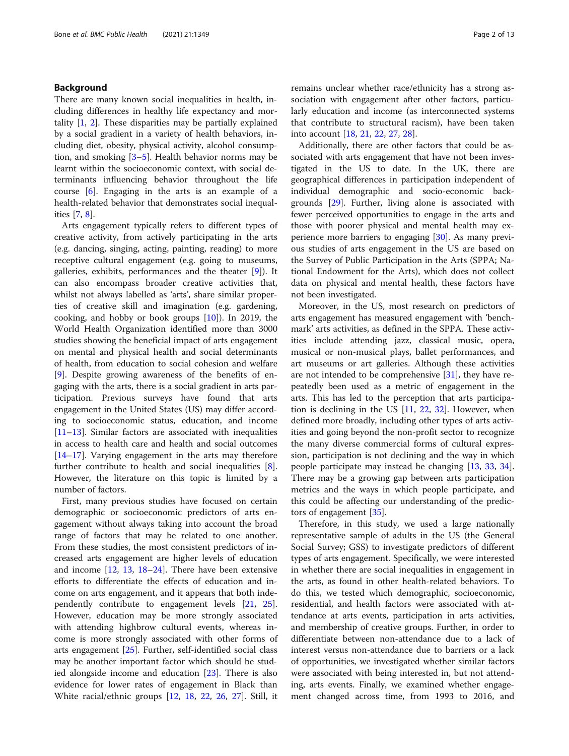## Background

There are many known social inequalities in health, including differences in healthy life expectancy and mortality [1, 2]. These disparities may be partially explained by a social gradient in a variety of health behaviors, including diet, obesity, physical activity, alcohol consumption, and smoking [3–5]. Health behavior norms may be learnt within the socioeconomic context, with social determinants influencing behavior throughout the life course [6]. Engaging in the arts is an example of a health-related behavior that demonstrates social inequalities [7, 8].

Arts engagement typically refers to different types of creative activity, from actively participating in the arts (e.g. dancing, singing, acting, painting, reading) to more receptive cultural engagement (e.g. going to museums, galleries, exhibits, performances and the theater [9]). It can also encompass broader creative activities that, whilst not always labelled as 'arts', share similar properties of creative skill and imagination (e.g. gardening, cooking, and hobby or book groups [10]). In 2019, the World Health Organization identified more than 3000 studies showing the beneficial impact of arts engagement on mental and physical health and social determinants of health, from education to social cohesion and welfare [9]. Despite growing awareness of the benefits of engaging with the arts, there is a social gradient in arts participation. Previous surveys have found that arts engagement in the United States (US) may differ according to socioeconomic status, education, and income [11–13]. Similar factors are associated with inequalities in access to health care and health and social outcomes [14–17]. Varying engagement in the arts may therefore further contribute to health and social inequalities [8]. However, the literature on this topic is limited by a number of factors.

First, many previous studies have focused on certain demographic or socioeconomic predictors of arts engagement without always taking into account the broad range of factors that may be related to one another. From these studies, the most consistent predictors of increased arts engagement are higher levels of education and income [12, 13, 18–24]. There have been extensive efforts to differentiate the effects of education and income on arts engagement, and it appears that both independently contribute to engagement levels [21, 25]. However, education may be more strongly associated with attending highbrow cultural events, whereas income is more strongly associated with other forms of arts engagement [25]. Further, self-identified social class may be another important factor which should be studied alongside income and education [23]. There is also evidence for lower rates of engagement in Black than White racial/ethnic groups [12, 18, 22, 26, 27]. Still, it remains unclear whether race/ethnicity has a strong association with engagement after other factors, particularly education and income (as interconnected systems that contribute to structural racism), have been taken into account [18, 21, 22, 27, 28].

Additionally, there are other factors that could be associated with arts engagement that have not been investigated in the US to date. In the UK, there are geographical differences in participation independent of individual demographic and socio-economic backgrounds [29]. Further, living alone is associated with fewer perceived opportunities to engage in the arts and those with poorer physical and mental health may experience more barriers to engaging [30]. As many previous studies of arts engagement in the US are based on the Survey of Public Participation in the Arts (SPPA; National Endowment for the Arts), which does not collect data on physical and mental health, these factors have not been investigated.

Moreover, in the US, most research on predictors of arts engagement has measured engagement with 'benchmark' arts activities, as defined in the SPPA. These activities include attending jazz, classical music, opera, musical or non-musical plays, ballet performances, and art museums or art galleries. Although these activities are not intended to be comprehensive [31], they have repeatedly been used as a metric of engagement in the arts. This has led to the perception that arts participation is declining in the US [11, 22, 32]. However, when defined more broadly, including other types of arts activities and going beyond the non-profit sector to recognize the many diverse commercial forms of cultural expression, participation is not declining and the way in which people participate may instead be changing [13, 33, 34]. There may be a growing gap between arts participation metrics and the ways in which people participate, and this could be affecting our understanding of the predictors of engagement [35].

Therefore, in this study, we used a large nationally representative sample of adults in the US (the General Social Survey; GSS) to investigate predictors of different types of arts engagement. Specifically, we were interested in whether there are social inequalities in engagement in the arts, as found in other health-related behaviors. To do this, we tested which demographic, socioeconomic, residential, and health factors were associated with attendance at arts events, participation in arts activities, and membership of creative groups. Further, in order to differentiate between non-attendance due to a lack of interest versus non-attendance due to barriers or a lack of opportunities, we investigated whether similar factors were associated with being interested in, but not attending, arts events. Finally, we examined whether engagement changed across time, from 1993 to 2016, and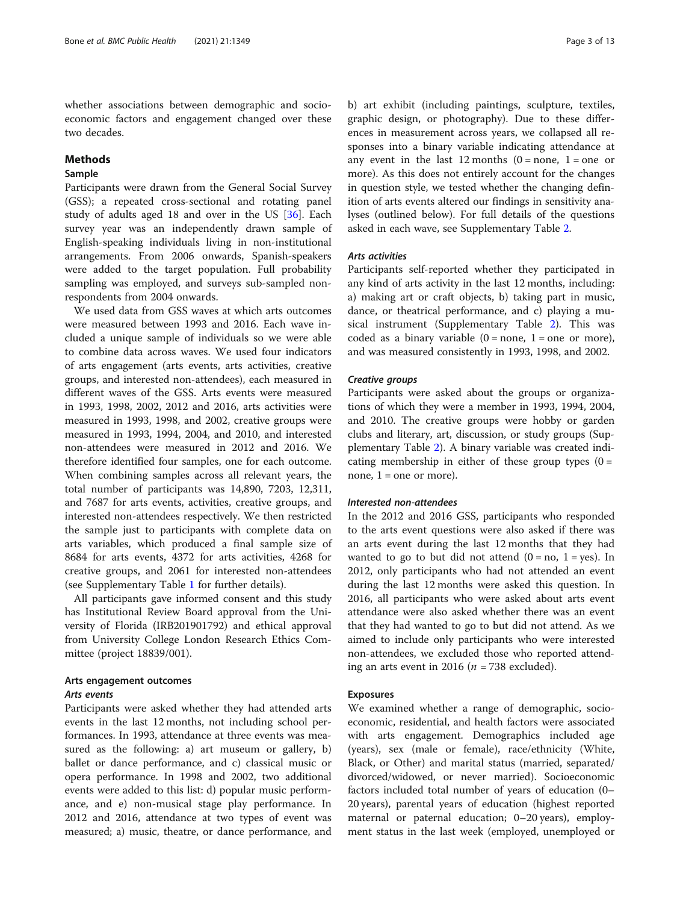whether associations between demographic and socioeconomic factors and engagement changed over these two decades.

## Methods

### Sample

Participants were drawn from the General Social Survey (GSS); a repeated cross-sectional and rotating panel study of adults aged 18 and over in the US [36]. Each survey year was an independently drawn sample of English-speaking individuals living in non-institutional arrangements. From 2006 onwards, Spanish-speakers were added to the target population. Full probability sampling was employed, and surveys sub-sampled nonrespondents from 2004 onwards.

We used data from GSS waves at which arts outcomes were measured between 1993 and 2016. Each wave included a unique sample of individuals so we were able to combine data across waves. We used four indicators of arts engagement (arts events, arts activities, creative groups, and interested non-attendees), each measured in different waves of the GSS. Arts events were measured in 1993, 1998, 2002, 2012 and 2016, arts activities were measured in 1993, 1998, and 2002, creative groups were measured in 1993, 1994, 2004, and 2010, and interested non-attendees were measured in 2012 and 2016. We therefore identified four samples, one for each outcome. When combining samples across all relevant years, the total number of participants was 14,890, 7203, 12,311, and 7687 for arts events, activities, creative groups, and interested non-attendees respectively. We then restricted the sample just to participants with complete data on arts variables, which produced a final sample size of 8684 for arts events, 4372 for arts activities, 4268 for creative groups, and 2061 for interested non-attendees (see Supplementary Table 1 for further details).

All participants gave informed consent and this study has Institutional Review Board approval from the University of Florida (IRB201901792) and ethical approval from University College London Research Ethics Committee (project 18839/001).

### Arts engagement outcomes

#### *Arts events*

Participants were asked whether they had attended arts events in the last 12 months, not including school performances. In 1993, attendance at three events was measured as the following: a) art museum or gallery, b) ballet or dance performance, and c) classical music or opera performance. In 1998 and 2002, two additional events were added to this list: d) popular music performance, and e) non-musical stage play performance. In 2012 and 2016, attendance at two types of event was measured; a) music, theatre, or dance performance, and b) art exhibit (including paintings, sculpture, textiles, graphic design, or photography). Due to these differences in measurement across years, we collapsed all responses into a binary variable indicating attendance at any event in the last 12 months (0 = none, 1 = one or more). As this does not entirely account for the changes in question style, we tested whether the changing definition of arts events altered our findings in sensitivity analyses (outlined below). For full details of the questions asked in each wave, see Supplementary Table 2.

#### *Arts activities*

Participants self-reported whether they participated in any kind of arts activity in the last 12 months, including: a) making art or craft objects, b) taking part in music, dance, or theatrical performance, and c) playing a musical instrument (Supplementary Table 2). This was coded as a binary variable (0 = none, 1 = one or more), and was measured consistently in 1993, 1998, and 2002.

#### *Creative groups*

Participants were asked about the groups or organizations of which they were a member in 1993, 1994, 2004, and 2010. The creative groups were hobby or garden clubs and literary, art, discussion, or study groups (Supplementary Table 2). A binary variable was created indicating membership in either of these group types (0 = none, 1 = one or more).

#### *Interested non-attendees*

In the 2012 and 2016 GSS, participants who responded to the arts event questions were also asked if there was an arts event during the last 12 months that they had wanted to go to but did not attend (0 = no, 1 = yes). In 2012, only participants who had not attended an event during the last 12 months were asked this question. In 2016, all participants who were asked about arts event attendance were also asked whether there was an event that they had wanted to go to but did not attend. As we aimed to include only participants who were interested non-attendees, we excluded those who reported attending an arts event in 2016 ($n$ = 738 excluded).

### Exposures

We examined whether a range of demographic, socioeconomic, residential, and health factors were associated with arts engagement. Demographics included age (years), sex (male or female), race/ethnicity (White, Black, or Other) and marital status (married, separated/divorced/widowed, or never married). Socioeconomic factors included total number of years of education (0–20 years), parental years of education (highest reported maternal or paternal education; 0–20 years), employment status in the last week (employed, unemployed or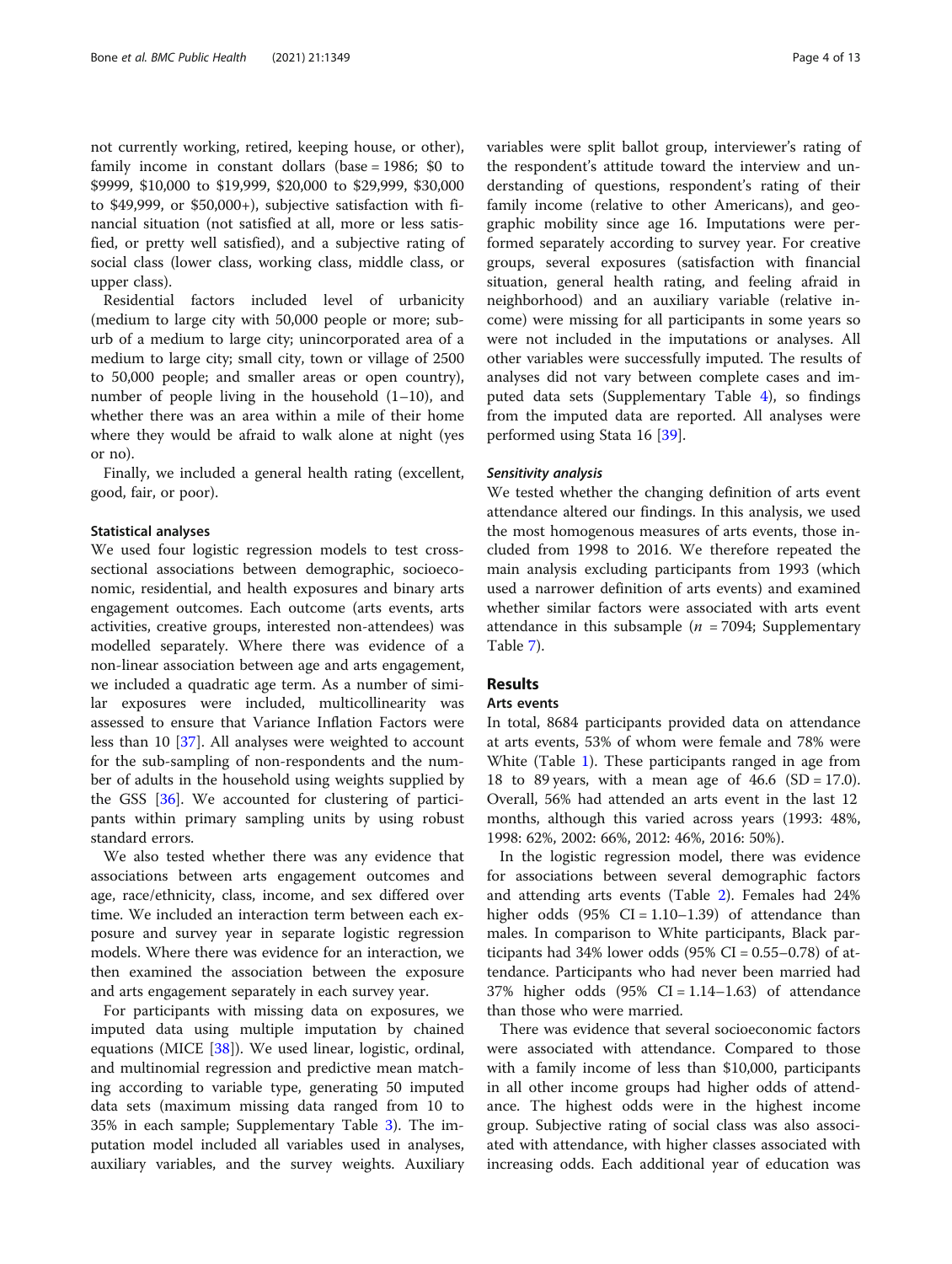not currently working, retired, keeping house, or other), family income in constant dollars (base = 1986; $0 to $9999, $10,000 to $19,999, $20,000 to $29,999, $30,000 to $49,999, or $50,000+), subjective satisfaction with financial situation (not satisfied at all, more or less satisfied, or pretty well satisfied), and a subjective rating of social class (lower class, working class, middle class, or upper class).

Residential factors included level of urbanicity (medium to large city with 50,000 people or more; suburb of a medium to large city; unincorporated area of a medium to large city; small city, town or village of 2500 to 50,000 people; and smaller areas or open country), number of people living in the household (1–10), and whether there was an area within a mile of their home where they would be afraid to walk alone at night (yes or no).

Finally, we included a general health rating (excellent, good, fair, or poor).

#### Statistical analyses

We used four logistic regression models to test cross-sectional associations between demographic, socioeconomic, residential, and health exposures and binary arts engagement outcomes. Each outcome (arts events, arts activities, creative groups, interested non-attendees) was modelled separately. Where there was evidence of a non-linear association between age and arts engagement, we included a quadratic age term. As a number of similar exposures were included, multicollinearity was assessed to ensure that Variance Inflation Factors were less than 10 [37]. All analyses were weighted to account for the sub-sampling of non-respondents and the number of adults in the household using weights supplied by the GSS [36]. We accounted for clustering of participants within primary sampling units by using robust standard errors.

We also tested whether there was any evidence that associations between arts engagement outcomes and age, race/ethnicity, class, income, and sex differed over time. We included an interaction term between each exposure and survey year in separate logistic regression models. Where there was evidence for an interaction, we then examined the association between the exposure and arts engagement separately in each survey year.

For participants with missing data on exposures, we imputed data using multiple imputation by chained equations (MICE [38]). We used linear, logistic, ordinal, and multinomial regression and predictive mean matching according to variable type, generating 50 imputed data sets (maximum missing data ranged from 10 to 35% in each sample; Supplementary Table 3). The imputation model included all variables used in analyses, auxiliary variables, and the survey weights. Auxiliary variables were split ballot group, interviewer's rating of the respondent's attitude toward the interview and understanding of questions, respondent's rating of their family income (relative to other Americans), and geographic mobility since age 16. Imputations were performed separately according to survey year. For creative groups, several exposures (satisfaction with financial situation, general health rating, and feeling afraid in neighborhood) and an auxiliary variable (relative income) were missing for all participants in some years so were not included in the imputations or analyses. All other variables were successfully imputed. The results of analyses did not vary between complete cases and imputed data sets (Supplementary Table 4), so findings from the imputed data are reported. All analyses were performed using Stata 16 [39].

#### *Sensitivity analysis*

We tested whether the changing definition of arts event attendance altered our findings. In this analysis, we used the most homogenous measures of arts events, those included from 1998 to 2016. We therefore repeated the main analysis excluding participants from 1993 (which used a narrower definition of arts events) and examined whether similar factors were associated with arts event attendance in this subsample ($n$ = 7094; Supplementary Table 7).

## Results

### Arts events

In total, 8684 participants provided data on attendance at arts events, 53% of whom were female and 78% were White (Table 1). These participants ranged in age from 18 to 89 years, with a mean age of 46.6 (SD = 17.0). Overall, 56% had attended an arts event in the last 12 months, although this varied across years (1993: 48%, 1998: 62%, 2002: 66%, 2012: 46%, 2016: 50%).

In the logistic regression model, there was evidence for associations between several demographic factors and attending arts events (Table 2). Females had 24% higher odds (95% CI = 1.10–1.39) of attendance than males. In comparison to White participants, Black participants had 34% lower odds (95% CI = 0.55–0.78) of attendance. Participants who had never been married had 37% higher odds (95% CI = 1.14–1.63) of attendance than those who were married.

There was evidence that several socioeconomic factors were associated with attendance. Compared to those with a family income of less than $10,000, participants in all other income groups had higher odds of attendance. The highest odds were in the highest income group. Subjective rating of social class was also associated with attendance, with higher classes associated with increasing odds. Each additional year of education was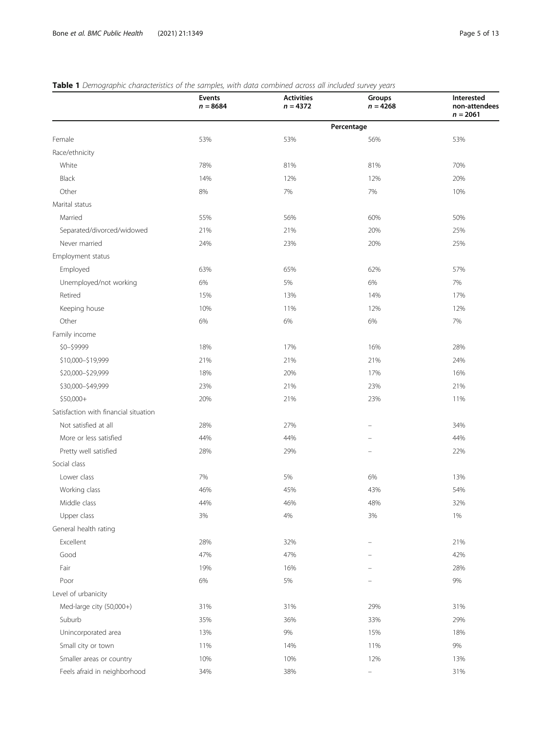**Table 1** *Demographic characteristics of the samples, with data combined across all included survey years*

| | Events $n = 8684$ | Activities $n = 4372$ | Groups $n = 4268$ | Interested non-attendees $n = 2061$ |
|---|---|---|---|---|
| | Percentage | | | |
| Female | 53% | 53% | 56% | 53% |
| Race/ethnicity | | | | |
| White | 78% | 81% | 81% | 70% |
| Black | 14% | 12% | 12% | 20% |
| Other | 8% | 7% | 7% | 10% |
| Marital status | | | | |
| Married | 55% | 56% | 60% | 50% |
| Separated/divorced/widowed | 21% | 21% | 20% | 25% |
| Never married | 24% | 23% | 20% | 25% |
| Employment status | | | | |
| Employed | 63% | 65% | 62% | 57% |
| Unemployed/not working | 6% | 5% | 6% | 7% |
| Retired | 15% | 13% | 14% | 17% |
| Keeping house | 10% | 11% | 12% | 12% |
| Other | 6% | 6% | 6% | 7% |
| Family income | | | | |
| \$0–\$9999 | 18% | 17% | 16% | 28% |
| \$10,000–\$19,999 | 21% | 21% | 21% | 24% |
| \$20,000–\$29,999 | 18% | 20% | 17% | 16% |
| \$30,000–\$49,999 | 23% | 21% | 23% | 21% |
| \$50,000+ | 20% | 21% | 23% | 11% |
| Satisfaction with financial situation | | | | |
| Not satisfied at all | 28% | 27% | – | 34% |
| More or less satisfied | 44% | 44% | – | 44% |
| Pretty well satisfied | 28% | 29% | – | 22% |
| Social class | | | | |
| Lower class | 7% | 5% | 6% | 13% |
| Working class | 46% | 45% | 43% | 54% |
| Middle class | 44% | 46% | 48% | 32% |
| Upper class | 3% | 4% | 3% | 1% |
| General health rating | | | | |
| Excellent | 28% | 32% | – | 21% |
| Good | 47% | 47% | – | 42% |
| Fair | 19% | 16% | – | 28% |
| Poor | 6% | 5% | – | 9% |
| Level of urbanicity | | | | |
| Med-large city (50,000+) | 31% | 31% | 29% | 31% |
| Suburb | 35% | 36% | 33% | 29% |
| Unincorporated area | 13% | 9% | 15% | 18% |
| Small city or town | 11% | 14% | 11% | 9% |
| Smaller areas or country | 10% | 10% | 12% | 13% |
| Feels afraid in neighborhood | 34% | 38% | – | 31% |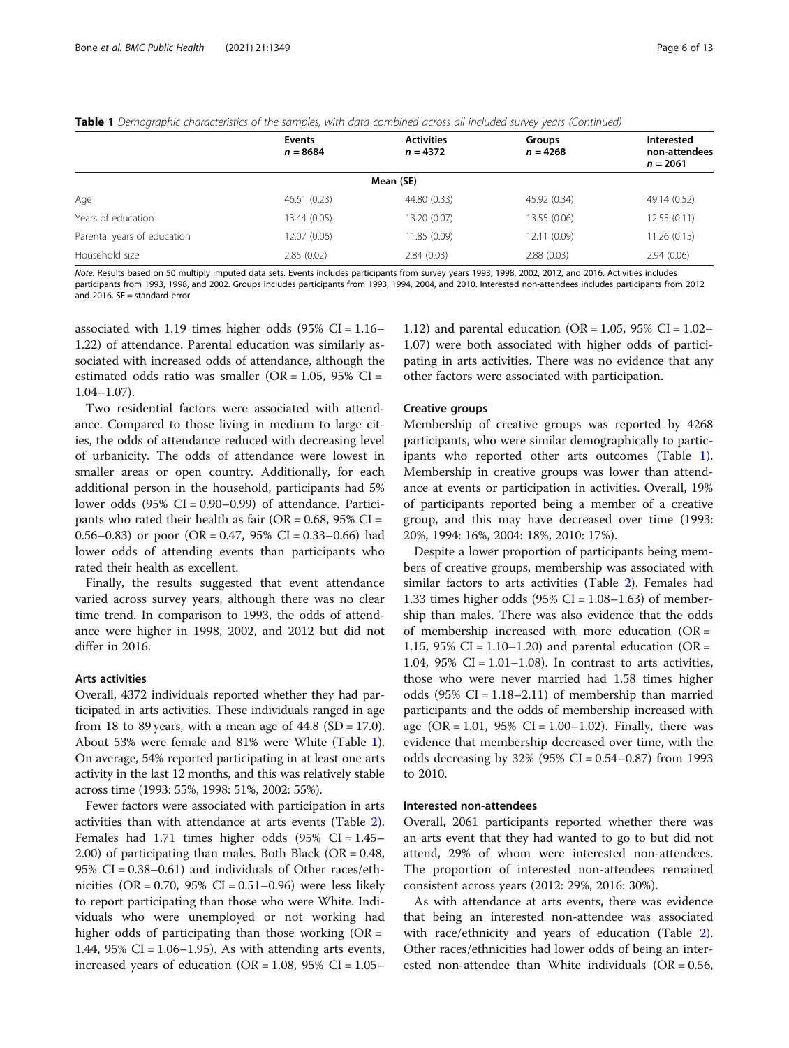**Table 1** Demographic characteristics of the samples, with data combined across all included survey years (Continued)

| | Events $n = 8684$ | Activities $n = 4372$ | Groups $n = 4268$ | Interested non-attendees $n = 2061$ |
|---|---|---|---|---|
| | | Mean (SE) | | |
| Age | 46.61 (0.23) | 44.80 (0.33) | 45.92 (0.34) | 49.14 (0.52) |
| Years of education | 13.44 (0.05) | 13.20 (0.07) | 13.55 (0.06) | 12.55 (0.11) |
| Parental years of education | 12.07 (0.06) | 11.85 (0.09) | 12.11 (0.09) | 11.26 (0.15) |
| Household size | 2.85 (0.02) | 2.84 (0.03) | 2.88 (0.03) | 2.94 (0.06) |

*Note.* Results based on 50 multiply imputed data sets. Events includes participants from survey years 1993, 1998, 2002, 2012, and 2016. Activities includes participants from 1993, 1998, and 2002. Groups includes participants from 1993, 1994, 2004, and 2010. Interested non-attendees includes participants from 2012 and 2016. SE = standard error

associated with 1.19 times higher odds (95% CI = 1.16–1.22) of attendance. Parental education was similarly associated with increased odds of attendance, although the estimated odds ratio was smaller (OR = 1.05, 95% CI = 1.04–1.07).

Two residential factors were associated with attendance. Compared to those living in medium to large cities, the odds of attendance reduced with decreasing level of urbanicity. The odds of attendance were lowest in smaller areas or open country. Additionally, for each additional person in the household, participants had 5% lower odds (95% CI = 0.90–0.99) of attendance. Participants who rated their health as fair (OR = 0.68, 95% CI = 0.56–0.83) or poor (OR = 0.47, 95% CI = 0.33–0.66) had lower odds of attending events than participants who rated their health as excellent.

Finally, the results suggested that event attendance varied across survey years, although there was no clear time trend. In comparison to 1993, the odds of attendance were higher in 1998, 2002, and 2012 but did not differ in 2016.

### Arts activities

Overall, 4372 individuals reported whether they had participated in arts activities. These individuals ranged in age from 18 to 89 years, with a mean age of 44.8 (SD = 17.0). About 53% were female and 81% were White (Table 1). On average, 54% reported participating in at least one arts activity in the last 12 months, and this was relatively stable across time (1993: 55%, 1998: 51%, 2002: 55%).

Fewer factors were associated with participation in arts activities than with attendance at arts events (Table 2). Females had 1.71 times higher odds (95% CI = 1.45–2.00) of participating than males. Both Black (OR = 0.48, 95% CI = 0.38–0.61) and individuals of Other races/ethnicities (OR = 0.70, 95% CI = 0.51–0.96) were less likely to report participating than those who were White. Individuals who were unemployed or not working had higher odds of participating than those working (OR = 1.44, 95% CI = 1.06–1.95). As with attending arts events, increased years of education (OR = 1.08, 95% CI = 1.05–1.12) and parental education (OR = 1.05, 95% CI = 1.02–1.07) were both associated with higher odds of participating in arts activities. There was no evidence that any other factors were associated with participation.

### Creative groups

Membership of creative groups was reported by 4268 participants, who were similar demographically to participants who reported other arts outcomes (Table 1). Membership in creative groups was lower than attendance at events or participation in activities. Overall, 19% of participants reported being a member of a creative group, and this may have decreased over time (1993: 20%, 1994: 16%, 2004: 18%, 2010: 17%).

Despite a lower proportion of participants being members of creative groups, membership was associated with similar factors to arts activities (Table 2). Females had 1.33 times higher odds (95% CI = 1.08–1.63) of membership than males. There was also evidence that the odds of membership increased with more education (OR = 1.15, 95% CI = 1.10–1.20) and parental education (OR = 1.04, 95% CI = 1.01–1.08). In contrast to arts activities, those who were never married had 1.58 times higher odds (95% CI = 1.18–2.11) of membership than married participants and the odds of membership increased with age (OR = 1.01, 95% CI = 1.00–1.02). Finally, there was evidence that membership decreased over time, with the odds decreasing by 32% (95% CI = 0.54–0.87) from 1993 to 2010.

### Interested non-attendees

Overall, 2061 participants reported whether there was an arts event that they had wanted to go to but did not attend, 29% of whom were interested non-attendees. The proportion of interested non-attendees remained consistent across years (2012: 29%, 2016: 30%).

As with attendance at arts events, there was evidence that being an interested non-attendee was associated with race/ethnicity and years of education (Table 2). Other races/ethnicities had lower odds of being an interested non-attendee than White individuals (OR = 0.56,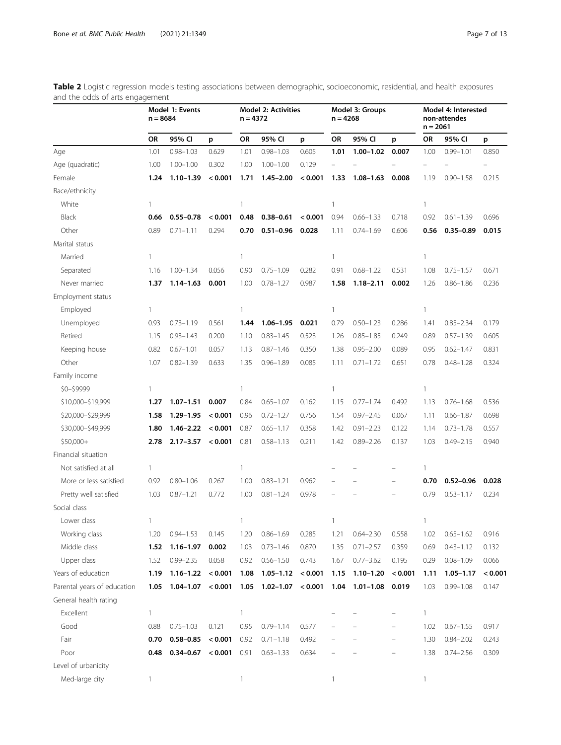**Table 2** Logistic regression models testing associations between demographic, socioeconomic, residential, and health exposures and the odds of arts engagement

| | Model 1: Events n = 8684 | | | Model 2: Activities n = 4372 | | | Model 3: Groups n = 4268 | | | Model 4: Interested non-attendes n = 2061 | | |
|---|---|---|---|---|---|---|---|---|---|---|---|---|
| | OR | 95% CI | p | OR | 95% CI | p | OR | 95% CI | p | OR | 95% CI | p |
| Age | 1.01 | 0.98–1.03 | 0.629 | 1.01 | 0.98–1.03 | 0.605 | **1.01** | **1.00–1.02** | **0.007** | 1.00 | 0.99–1.01 | 0.850 |
| Age (quadratic) | 1.00 | 1.00–1.00 | 0.302 | 1.00 | 1.00–1.00 | 0.129 | – | – | – | – | – | – |
| Female | **1.24** | **1.10–1.39** | **< 0.001** | **1.71** | **1.45–2.00** | **< 0.001** | **1.33** | **1.08–1.63** | **0.008** | 1.19 | 0.90–1.58 | 0.215 |
| Race/ethnicity | | | | | | | | | | | | |
| White | 1 | | | 1 | | | 1 | | | 1 | | |
| Black | **0.66** | **0.55–0.78** | **< 0.001** | **0.48** | **0.38–0.61** | **< 0.001** | 0.94 | 0.66–1.33 | 0.718 | 0.92 | 0.61–1.39 | 0.696 |
| Other | 0.89 | 0.71–1.11 | 0.294 | **0.70** | **0.51–0.96** | **0.028** | 1.11 | 0.74–1.69 | 0.606 | **0.56** | **0.35–0.89** | **0.015** |
| Marital status | | | | | | | | | | | | |
| Married | 1 | | | 1 | | | 1 | | | 1 | | |
| Separated | 1.16 | 1.00–1.34 | 0.056 | 0.90 | 0.75–1.09 | 0.282 | 0.91 | 0.68–1.22 | 0.531 | 1.08 | 0.75–1.57 | 0.671 |
| Never married | **1.37** | **1.14–1.63** | **0.001** | 1.00 | 0.78–1.27 | 0.987 | **1.58** | **1.18–2.11** | **0.002** | 1.26 | 0.86–1.86 | 0.236 |
| Employment status | | | | | | | | | | | | |
| Employed | 1 | | | 1 | | | 1 | | | 1 | | |
| Unemployed | 0.93 | 0.73–1.19 | 0.561 | **1.44** | **1.06–1.95** | **0.021** | 0.79 | 0.50–1.23 | 0.286 | 1.41 | 0.85–2.34 | 0.179 |
| Retired | 1.15 | 0.93–1.43 | 0.200 | 1.10 | 0.83–1.45 | 0.523 | 1.26 | 0.85–1.85 | 0.249 | 0.89 | 0.57–1.39 | 0.605 |
| Keeping house | 0.82 | 0.67–1.01 | 0.057 | 1.13 | 0.87–1.46 | 0.350 | 1.38 | 0.95–2.00 | 0.089 | 0.95 | 0.62–1.47 | 0.831 |
| Other | 1.07 | 0.82–1.39 | 0.633 | 1.35 | 0.96–1.89 | 0.085 | 1.11 | 0.71–1.72 | 0.651 | 0.78 | 0.48–1.28 | 0.324 |
| Family income | | | | | | | | | | | | |
| $0–$9999 | 1 | | | 1 | | | 1 | | | 1 | | |
| $10,000–$19,999 | **1.27** | **1.07–1.51** | **0.007** | 0.84 | 0.65–1.07 | 0.162 | 1.15 | 0.77–1.74 | 0.492 | 1.13 | 0.76–1.68 | 0.536 |
| $20,000–$29,999 | **1.58** | **1.29–1.95** | **< 0.001** | 0.96 | 0.72–1.27 | 0.756 | 1.54 | 0.97–2.45 | 0.067 | 1.11 | 0.66–1.87 | 0.698 |
| $30,000–$49,999 | **1.80** | **1.46–2.22** | **< 0.001** | 0.87 | 0.65–1.17 | 0.358 | 1.42 | 0.91–2.23 | 0.122 | 1.14 | 0.73–1.78 | 0.557 |
| $50,000+ | **2.78** | **2.17–3.57** | **< 0.001** | 0.81 | 0.58–1.13 | 0.211 | 1.42 | 0.89–2.26 | 0.137 | 1.03 | 0.49–2.15 | 0.940 |
| Financial situation | | | | | | | | | | | | |
| Not satisfied at all | 1 | | | 1 | | | – | – | – | 1 | | |
| More or less satisfied | 0.92 | 0.80–1.06 | 0.267 | 1.00 | 0.83–1.21 | 0.962 | – | – | – | **0.70** | **0.52–0.96** | **0.028** |
| Pretty well satisfied | 1.03 | 0.87–1.21 | 0.772 | 1.00 | 0.81–1.24 | 0.978 | – | – | – | 0.79 | 0.53–1.17 | 0.234 |
| Social class | | | | | | | | | | | | |
| Lower class | 1 | | | 1 | | | 1 | | | 1 | | |
| Working class | 1.20 | 0.94–1.53 | 0.145 | 1.20 | 0.86–1.69 | 0.285 | 1.21 | 0.64–2.30 | 0.558 | 1.02 | 0.65–1.62 | 0.916 |
| Middle class | **1.52** | **1.16–1.97** | **0.002** | 1.03 | 0.73–1.46 | 0.870 | 1.35 | 0.71–2.57 | 0.359 | 0.69 | 0.43–1.12 | 0.132 |
| Upper class | 1.52 | 0.99–2.35 | 0.058 | 0.92 | 0.56–1.50 | 0.743 | 1.67 | 0.77–3.62 | 0.195 | 0.29 | 0.08–1.09 | 0.066 |
| Years of education | **1.19** | **1.16–1.22** | **< 0.001** | **1.08** | **1.05–1.12** | **< 0.001** | **1.15** | **1.10–1.20** | **< 0.001** | **1.11** | **1.05–1.17** | **< 0.001** |
| Parental years of education | **1.05** | **1.04–1.07** | **< 0.001** | **1.05** | **1.02–1.07** | **< 0.001** | **1.04** | **1.01–1.08** | **0.019** | 1.03 | 0.99–1.08 | 0.147 |
| General health rating | | | | | | | | | | | | |
| Excellent | 1 | | | 1 | | | – | – | – | 1 | | |
| Good | 0.88 | 0.75–1.03 | 0.121 | 0.95 | 0.79–1.14 | 0.577 | – | – | – | 1.02 | 0.67–1.55 | 0.917 |
| Fair | **0.70** | **0.58–0.85** | **< 0.001** | 0.92 | 0.71–1.18 | 0.492 | – | – | – | 1.30 | 0.84–2.02 | 0.243 |
| Poor | **0.48** | **0.34–0.67** | **< 0.001** | 0.91 | 0.63–1.33 | 0.634 | – | – | – | 1.38 | 0.74–2.56 | 0.309 |
| Level of urbanicity | | | | | | | | | | | | |
| Med-large city | 1 | | | 1 | | | 1 | | | 1 | | |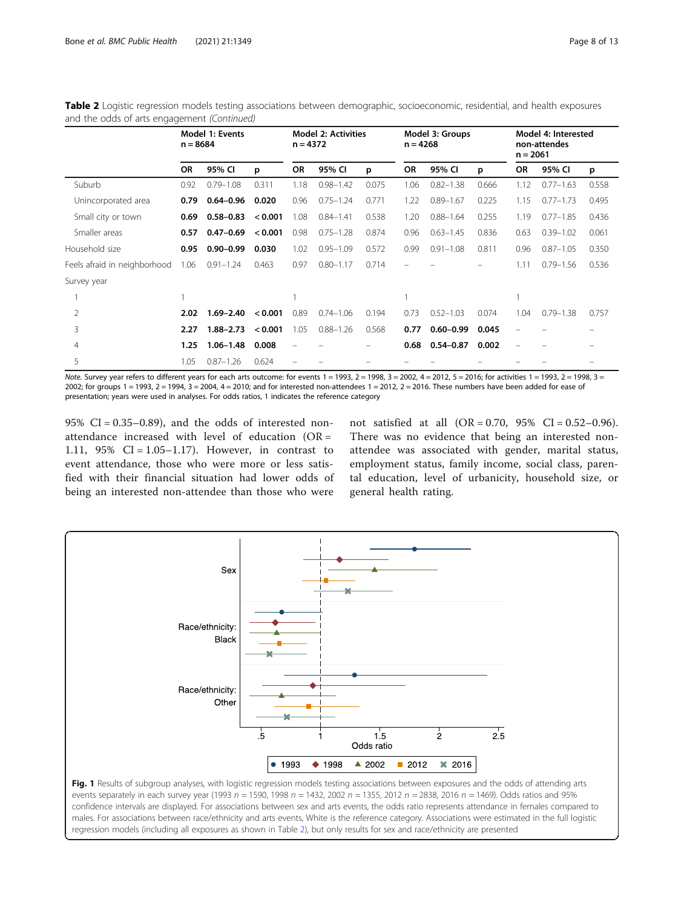**Table 2** Logistic regression models testing associations between demographic, socioeconomic, residential, and health exposures and the odds of arts engagement *(Continued)*

| | Model 1: Events n = 8684 | | | Model 2: Activities n = 4372 | | | Model 3: Groups n = 4268 | | | Model 4: Interested non-attendes n = 2061 | | |
|---|---|---|---|---|---|---|---|---|---|---|---|---|
| | OR | 95% CI | p | OR | 95% CI | p | OR | 95% CI | p | OR | 95% CI | p |
| Suburb | 0.92 | 0.79–1.08 | 0.311 | 1.18 | 0.98–1.42 | 0.075 | 1.06 | 0.82–1.38 | 0.666 | 1.12 | 0.77–1.63 | 0.558 |
| Unincorporated area | **0.79** | **0.64–0.96** | **0.020** | 0.96 | 0.75–1.24 | 0.771 | 1.22 | 0.89–1.67 | 0.225 | 1.15 | 0.77–1.73 | 0.495 |
| Small city or town | **0.69** | **0.58–0.83** | **< 0.001** | 1.08 | 0.84–1.41 | 0.538 | 1.20 | 0.88–1.64 | 0.255 | 1.19 | 0.77–1.85 | 0.436 |
| Smaller areas | **0.57** | **0.47–0.69** | **< 0.001** | 0.98 | 0.75–1.28 | 0.874 | 0.96 | 0.63–1.45 | 0.836 | 0.63 | 0.39–1.02 | 0.061 |
| Household size | **0.95** | **0.90–0.99** | **0.030** | 1.02 | 0.95–1.09 | 0.572 | 0.99 | 0.91–1.08 | 0.811 | 0.96 | 0.87–1.05 | 0.350 |
| Feels afraid in neighborhood | 1.06 | 0.91–1.24 | 0.463 | 0.97 | 0.80–1.17 | 0.714 | – | – | – | 1.11 | 0.79–1.56 | 0.536 |
| Survey year | | | | | | | | | | | | |
| 1 | 1 | | | 1 | | | 1 | | | 1 | | |
| 2 | **2.02** | **1.69–2.40** | **< 0.001** | 0.89 | 0.74–1.06 | 0.194 | 0.73 | 0.52–1.03 | 0.074 | 1.04 | 0.79–1.38 | 0.757 |
| 3 | **2.27** | **1.88–2.73** | **< 0.001** | 1.05 | 0.88–1.26 | 0.568 | **0.77** | **0.60–0.99** | **0.045** | – | – | – |
| 4 | **1.25** | **1.06–1.48** | **0.008** | – | – | – | **0.68** | **0.54–0.87** | **0.002** | – | – | – |
| 5 | 1.05 | 0.87–1.26 | 0.624 | – | – | – | – | – | – | – | – | – |

*Note.* Survey year refers to different years for each arts outcome: for events 1 = 1993, 2 = 1998, 3 = 2002, 4 = 2012, 5 = 2016; for activities 1 = 1993, 2 = 1998, 3 = 2002; for groups 1 = 1993, 2 = 1994, 3 = 2004, 4 = 2010; and for interested non-attendees 1 = 2012, 2 = 2016. These numbers have been added for ease of presentation; years were used in analyses. For odds ratios, 1 indicates the reference category

95% CI = 0.35–0.89), and the odds of interested non-attendance increased with level of education (OR = 1.11, 95% CI = 1.05–1.17). However, in contrast to event attendance, those who were more or less satisfied with their financial situation had lower odds of being an interested non-attendee than those who were not satisfied at all (OR = 0.70, 95% CI = 0.52–0.96). There was no evidence that being an interested non-attendee was associated with gender, marital status, employment status, family income, social class, parental education, level of urbanicity, household size, or general health rating.

Sex

Race/ethnicity: Black

Race/ethnicity: Other

.5 1 1.5 2 2.5

Odds ratio

1993 1998 2002 2012 2016

**Fig. 1** Results of subgroup analyses, with logistic regression models testing associations between exposures and the odds of attending arts events separately in each survey year (1993 *n* = 1590, 1998 *n* = 1432, 2002 *n* = 1355, 2012 *n* = 2838, 2016 *n* = 1469). Odds ratios and 95% confidence intervals are displayed. For associations between sex and arts events, the odds ratio represents attendance in females compared to males. For associations between race/ethnicity and arts events, White is the reference category. Associations were estimated in the full logistic regression models (including all exposures as shown in Table 2), but only results for sex and race/ethnicity are presented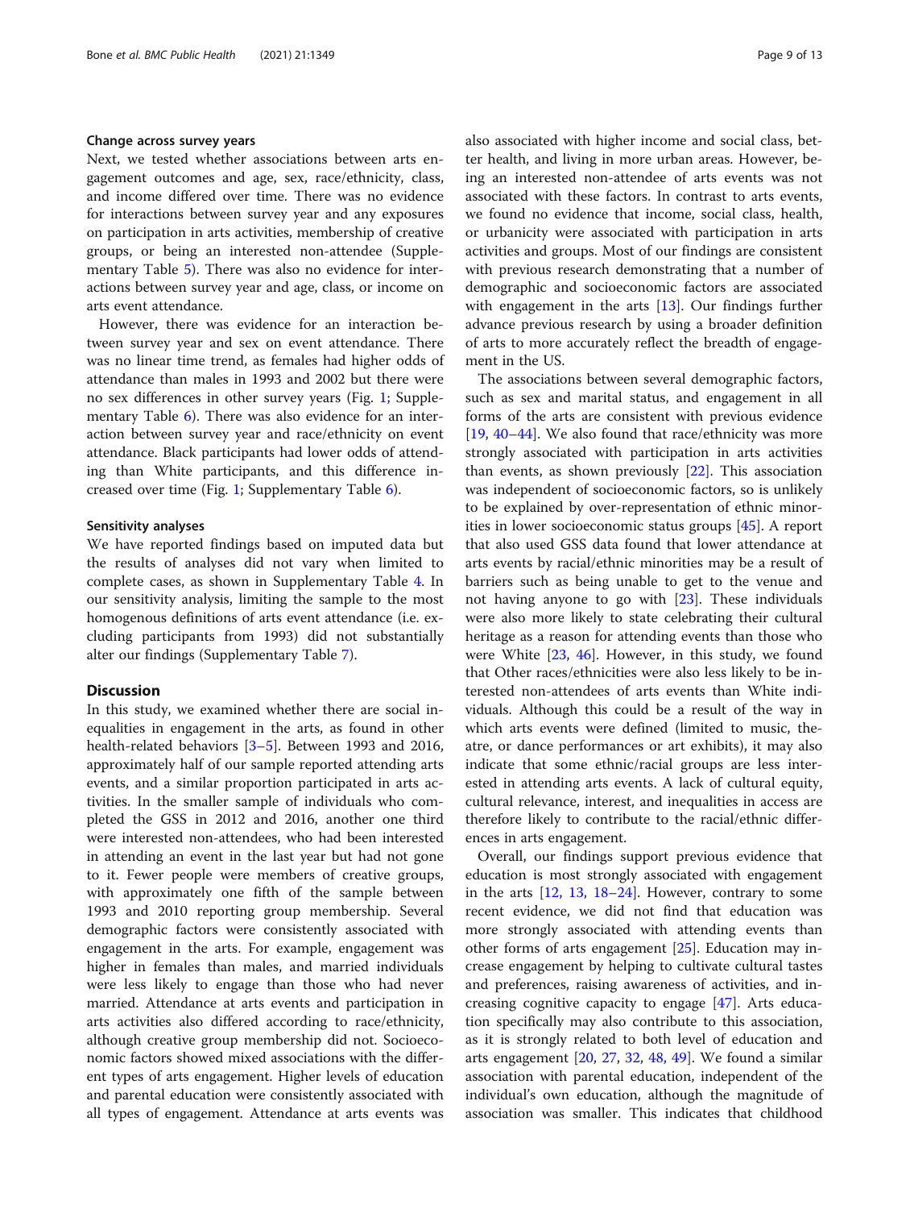### Change across survey years

Next, we tested whether associations between arts engagement outcomes and age, sex, race/ethnicity, class, and income differed over time. There was no evidence for interactions between survey year and any exposures on participation in arts activities, membership of creative groups, or being an interested non-attendee (Supplementary Table 5). There was also no evidence for interactions between survey year and age, class, or income on arts event attendance.

However, there was evidence for an interaction between survey year and sex on event attendance. There was no linear time trend, as females had higher odds of attendance than males in 1993 and 2002 but there were no sex differences in other survey years (Fig. 1; Supplementary Table 6). There was also evidence for an interaction between survey year and race/ethnicity on event attendance. Black participants had lower odds of attending than White participants, and this difference increased over time (Fig. 1; Supplementary Table 6).

### Sensitivity analyses

We have reported findings based on imputed data but the results of analyses did not vary when limited to complete cases, as shown in Supplementary Table 4. In our sensitivity analysis, limiting the sample to the most homogenous definitions of arts event attendance (i.e. excluding participants from 1993) did not substantially alter our findings (Supplementary Table 7).

## Discussion

In this study, we examined whether there are social inequalities in engagement in the arts, as found in other health-related behaviors [3–5]. Between 1993 and 2016, approximately half of our sample reported attending arts events, and a similar proportion participated in arts activities. In the smaller sample of individuals who completed the GSS in 2012 and 2016, another one third were interested non-attendees, who had been interested in attending an event in the last year but had not gone to it. Fewer people were members of creative groups, with approximately one fifth of the sample between 1993 and 2010 reporting group membership. Several demographic factors were consistently associated with engagement in the arts. For example, engagement was higher in females than males, and married individuals were less likely to engage than those who had never married. Attendance at arts events and participation in arts activities also differed according to race/ethnicity, although creative group membership did not. Socioeconomic factors showed mixed associations with the different types of arts engagement. Higher levels of education and parental education were consistently associated with all types of engagement. Attendance at arts events was also associated with higher income and social class, better health, and living in more urban areas. However, being an interested non-attendee of arts events was not associated with these factors. In contrast to arts events, we found no evidence that income, social class, health, or urbanicity were associated with participation in arts activities and groups. Most of our findings are consistent with previous research demonstrating that a number of demographic and socioeconomic factors are associated with engagement in the arts [13]. Our findings further advance previous research by using a broader definition of arts to more accurately reflect the breadth of engagement in the US.

The associations between several demographic factors, such as sex and marital status, and engagement in all forms of the arts are consistent with previous evidence [19, 40–44]. We also found that race/ethnicity was more strongly associated with participation in arts activities than events, as shown previously [22]. This association was independent of socioeconomic factors, so is unlikely to be explained by over-representation of ethnic minorities in lower socioeconomic status groups [45]. A report that also used GSS data found that lower attendance at arts events by racial/ethnic minorities may be a result of barriers such as being unable to get to the venue and not having anyone to go with [23]. These individuals were also more likely to state celebrating their cultural heritage as a reason for attending events than those who were White [23, 46]. However, in this study, we found that Other races/ethnicities were also less likely to be interested non-attendees of arts events than White individuals. Although this could be a result of the way in which arts events were defined (limited to music, theatre, or dance performances or art exhibits), it may also indicate that some ethnic/racial groups are less interested in attending arts events. A lack of cultural equity, cultural relevance, interest, and inequalities in access are therefore likely to contribute to the racial/ethnic differences in arts engagement.

Overall, our findings support previous evidence that education is most strongly associated with engagement in the arts [12, 13, 18–24]. However, contrary to some recent evidence, we did not find that education was more strongly associated with attending events than other forms of arts engagement [25]. Education may increase engagement by helping to cultivate cultural tastes and preferences, raising awareness of activities, and increasing cognitive capacity to engage [47]. Arts education specifically may also contribute to this association, as it is strongly related to both level of education and arts engagement [20, 27, 32, 48, 49]. We found a similar association with parental education, independent of the individual's own education, although the magnitude of association was smaller. This indicates that childhood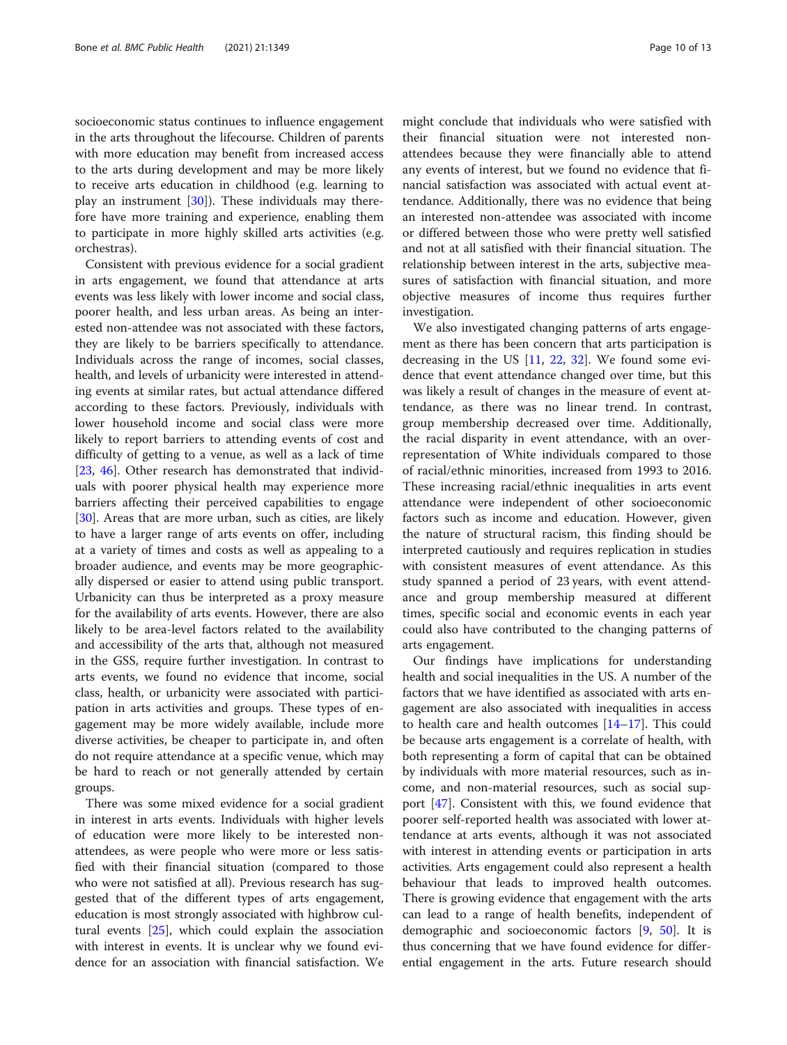socioeconomic status continues to influence engagement in the arts throughout the lifecourse. Children of parents with more education may benefit from increased access to the arts during development and may be more likely to receive arts education in childhood (e.g. learning to play an instrument [30]). These individuals may therefore have more training and experience, enabling them to participate in more highly skilled arts activities (e.g. orchestras).

Consistent with previous evidence for a social gradient in arts engagement, we found that attendance at arts events was less likely with lower income and social class, poorer health, and less urban areas. As being an interested non-attendee was not associated with these factors, they are likely to be barriers specifically to attendance. Individuals across the range of incomes, social classes, health, and levels of urbanicity were interested in attending events at similar rates, but actual attendance differed according to these factors. Previously, individuals with lower household income and social class were more likely to report barriers to attending events of cost and difficulty of getting to a venue, as well as a lack of time [23, 46]. Other research has demonstrated that individuals with poorer physical health may experience more barriers affecting their perceived capabilities to engage [30]. Areas that are more urban, such as cities, are likely to have a larger range of arts events on offer, including at a variety of times and costs as well as appealing to a broader audience, and events may be more geographically dispersed or easier to attend using public transport. Urbanicity can thus be interpreted as a proxy measure for the availability of arts events. However, there are also likely to be area-level factors related to the availability and accessibility of the arts that, although not measured in the GSS, require further investigation. In contrast to arts events, we found no evidence that income, social class, health, or urbanicity were associated with participation in arts activities and groups. These types of engagement may be more widely available, include more diverse activities, be cheaper to participate in, and often do not require attendance at a specific venue, which may be hard to reach or not generally attended by certain groups.

There was some mixed evidence for a social gradient in interest in arts events. Individuals with higher levels of education were more likely to be interested non-attendees, as were people who were more or less satisfied with their financial situation (compared to those who were not satisfied at all). Previous research has suggested that of the different types of arts engagement, education is most strongly associated with highbrow cultural events [25], which could explain the association with interest in events. It is unclear why we found evidence for an association with financial satisfaction. We might conclude that individuals who were satisfied with their financial situation were not interested non-attendees because they were financially able to attend any events of interest, but we found no evidence that financial satisfaction was associated with actual event attendance. Additionally, there was no evidence that being an interested non-attendee was associated with income or differed between those who were pretty well satisfied and not at all satisfied with their financial situation. The relationship between interest in the arts, subjective measures of satisfaction with financial situation, and more objective measures of income thus requires further investigation.

We also investigated changing patterns of arts engagement as there has been concern that arts participation is decreasing in the US [11, 22, 32]. We found some evidence that event attendance changed over time, but this was likely a result of changes in the measure of event attendance, as there was no linear trend. In contrast, group membership decreased over time. Additionally, the racial disparity in event attendance, with an overrepresentation of White individuals compared to those of racial/ethnic minorities, increased from 1993 to 2016. These increasing racial/ethnic inequalities in arts event attendance were independent of other socioeconomic factors such as income and education. However, given the nature of structural racism, this finding should be interpreted cautiously and requires replication in studies with consistent measures of event attendance. As this study spanned a period of 23 years, with event attendance and group membership measured at different times, specific social and economic events in each year could also have contributed to the changing patterns of arts engagement.

Our findings have implications for understanding health and social inequalities in the US. A number of the factors that we have identified as associated with arts engagement are also associated with inequalities in access to health care and health outcomes [14–17]. This could be because arts engagement is a correlate of health, with both representing a form of capital that can be obtained by individuals with more material resources, such as income, and non-material resources, such as social support [47]. Consistent with this, we found evidence that poorer self-reported health was associated with lower attendance at arts events, although it was not associated with interest in attending events or participation in arts activities. Arts engagement could also represent a health behaviour that leads to improved health outcomes. There is growing evidence that engagement with the arts can lead to a range of health benefits, independent of demographic and socioeconomic factors [9, 50]. It is thus concerning that we have found evidence for differential engagement in the arts. Future research should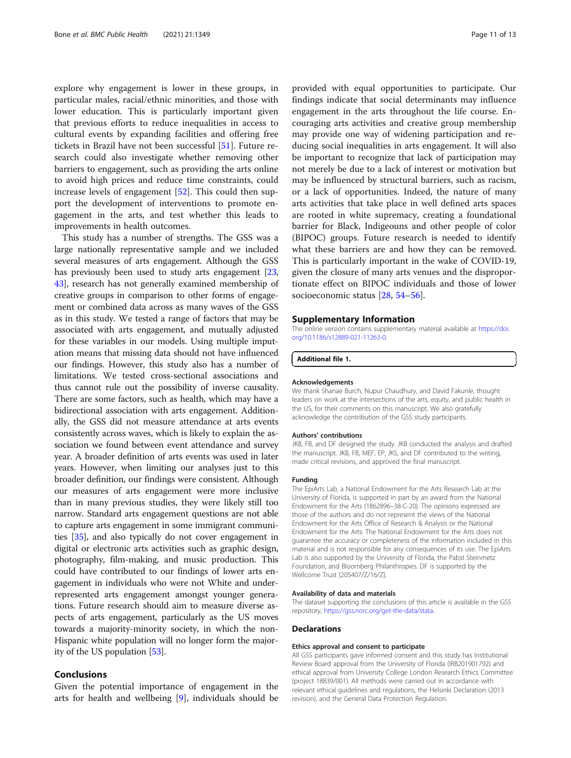explore why engagement is lower in these groups, in particular males, racial/ethnic minorities, and those with lower education. This is particularly important given that previous efforts to reduce inequalities in access to cultural events by expanding facilities and offering free tickets in Brazil have not been successful [51]. Future research could also investigate whether removing other barriers to engagement, such as providing the arts online to avoid high prices and reduce time constraints, could increase levels of engagement [52]. This could then support the development of interventions to promote engagement in the arts, and test whether this leads to improvements in health outcomes.

This study has a number of strengths. The GSS was a large nationally representative sample and we included several measures of arts engagement. Although the GSS has previously been used to study arts engagement [23, 43], research has not generally examined membership of creative groups in comparison to other forms of engagement or combined data across as many waves of the GSS as in this study. We tested a range of factors that may be associated with arts engagement, and mutually adjusted for these variables in our models. Using multiple imputation means that missing data should not have influenced our findings. However, this study also has a number of limitations. We tested cross-sectional associations and thus cannot rule out the possibility of inverse causality. There are some factors, such as health, which may have a bidirectional association with arts engagement. Additionally, the GSS did not measure attendance at arts events consistently across waves, which is likely to explain the association we found between event attendance and survey year. A broader definition of arts events was used in later years. However, when limiting our analyses just to this broader definition, our findings were consistent. Although our measures of arts engagement were more inclusive than in many previous studies, they were likely still too narrow. Standard arts engagement questions are not able to capture arts engagement in some immigrant communities [35], and also typically do not cover engagement in digital or electronic arts activities such as graphic design, photography, film-making, and music production. This could have contributed to our findings of lower arts engagement in individuals who were not White and underrepresented arts engagement amongst younger generations. Future research should aim to measure diverse aspects of arts engagement, particularly as the US moves towards a majority-minority society, in which the non-Hispanic white population will no longer form the majority of the US population [53].

## Conclusions

Given the potential importance of engagement in the arts for health and wellbeing [9], individuals should be provided with equal opportunities to participate. Our findings indicate that social determinants may influence engagement in the arts throughout the life course. Encouraging arts activities and creative group membership may provide one way of widening participation and reducing social inequalities in arts engagement. It will also be important to recognize that lack of participation may not merely be due to a lack of interest or motivation but may be influenced by structural barriers, such as racism, or a lack of opportunities. Indeed, the nature of many arts activities that take place in well defined arts spaces are rooted in white supremacy, creating a foundational barrier for Black, Indigeouns and other people of color (BIPOC) groups. Future research is needed to identify what these barriers are and how they can be removed. This is particularly important in the wake of COVID-19, given the closure of many arts venues and the disproportionate effect on BIPOC individuals and those of lower socioeconomic status [28, 54–56].

## Supplementary Information

The online version contains supplementary material available at https://doi.org/10.1186/s12889-021-11263-0.

**Additional file 1.**

### Acknowledgements

We thank Shanae Burch, Nupur Chaudhury, and David Fakunle, thought leaders on work at the intersections of the arts, equity, and public health in the US, for their comments on this manuscript. We also gratefully acknowledge the contribution of the GSS study participants.

### Authors' contributions

JKB, FB, and DF designed the study. JKB conducted the analysis and drafted the manuscript. JKB, FB, MEF, EP, JKS, and DF contributed to the writing, made critical revisions, and approved the final manuscript.

### Funding

The EpiArts Lab, a National Endowment for the Arts Research Lab at the University of Florida, is supported in part by an award from the National Endowment for the Arts (1862896–38-C-20). The opinions expressed are those of the authors and do not represent the views of the National Endowment for the Arts Office of Research & Analysis or the National Endowment for the Arts. The National Endowment for the Arts does not guarantee the accuracy or completeness of the information included in this material and is not responsible for any consequences of its use. The EpiArts Lab is also supported by the University of Florida, the Pabst Steinmetz Foundation, and Bloomberg Philanthropies. DF is supported by the Wellcome Trust [205407/Z/16/Z].

### Availability of data and materials

The dataset supporting the conclusions of this article is available in the GSS repository, https://gss.norc.org/get-the-data/stata.

## Declarations

### Ethics approval and consent to participate

All GSS participants gave informed consent and this study has Institutional Review Board approval from the University of Florida (IRB201901792) and ethical approval from University College London Research Ethics Committee (project 18839/001). All methods were carried out in accordance with relevant ethical guidelines and regulations, the Helsinki Declaration (2013 revision), and the General Data Protection Regulation.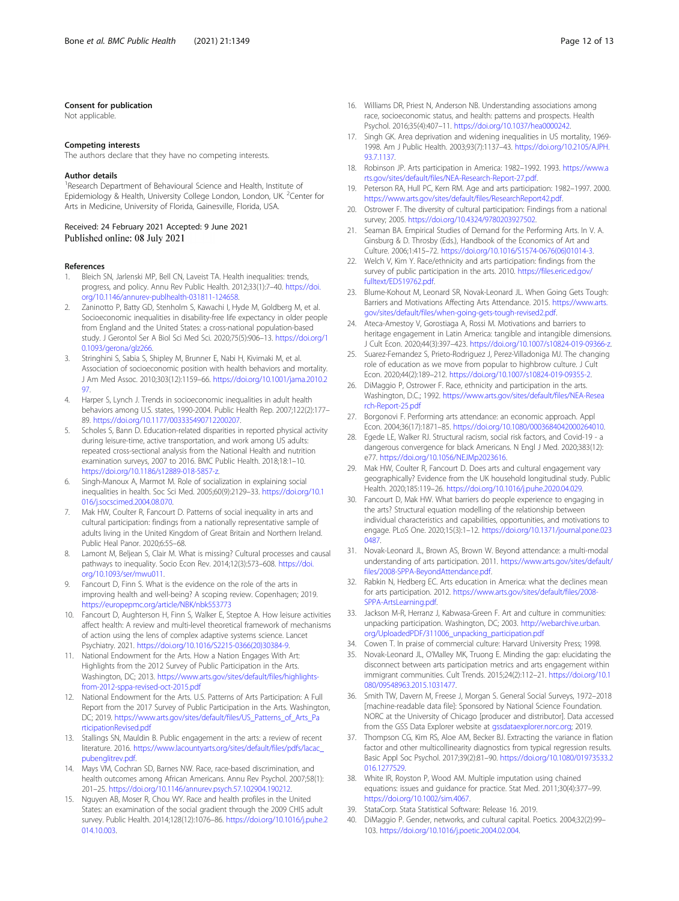### Consent for publication

Not applicable.

### Competing interests

The authors declare that they have no competing interests.

### Author details

[1]Research Department of Behavioural Science and Health, Institute of Epidemiology & Health, University College London, London, UK. [2]Center for Arts in Medicine, University of Florida, Gainesville, Florida, USA.

Received: 24 February 2021 Accepted: 9 June 2021
Published online: 08 July 2021

### References

1. Bleich SN, Jarlenski MP, Bell CN, Laveist TA. Health inequalities: trends, progress, and policy. Annu Rev Public Health. 2012;33(1):7–40. https://doi.org/10.1146/annurev-publhealth-031811-124658.
2. Zaninotto P, Batty GD, Stenholm S, Kawachi I, Hyde M, Goldberg M, et al. Socioeconomic inequalities in disability-free life expectancy in older people from England and the United States: a cross-national population-based study. J Gerontol Ser A Biol Sci Med Sci. 2020;75(5):906–13. https://doi.org/10.1093/gerona/glz266.
3. Stringhini S, Sabia S, Shipley M, Brunner E, Nabi H, Kivimaki M, et al. Association of socioeconomic position with health behaviors and mortality. J Am Med Assoc. 2010;303(12):1159–66. https://doi.org/10.1001/jama.2010.297.
4. Harper S, Lynch J. Trends in socioeconomic inequalities in adult health behaviors among U.S. states, 1990-2004. Public Health Rep. 2007;122(2):177–89. https://doi.org/10.1177/003335490712200207.
5. Scholes S, Bann D. Education-related disparities in reported physical activity during leisure-time, active transportation, and work among US adults: repeated cross-sectional analysis from the National Health and nutrition examination surveys, 2007 to 2016. BMC Public Health. 2018;18:1–10. https://doi.org/10.1186/s12889-018-5857-z.
6. Singh-Manoux A, Marmot M. Role of socialization in explaining social inequalities in health. Soc Sci Med. 2005;60(9):2129–33. https://doi.org/10.1016/j.socscimed.2004.08.070.
7. Mak HW, Coulter R, Fancourt D. Patterns of social inequality in arts and cultural participation: findings from a nationally representative sample of adults living in the United Kingdom of Great Britain and Northern Ireland. Public Heal Panor. 2020;6:55–68.
8. Lamont M, Beljean S, Clair M. What is missing? Cultural processes and causal pathways to inequality. Socio Econ Rev. 2014;12(3):573–608. https://doi.org/10.1093/ser/mwu011.
9. Fancourt D, Finn S. What is the evidence on the role of the arts in improving health and well-being? A scoping review. Copenhagen; 2019. https://europepmc.org/article/NBK/nbk553773
10. Fancourt D, Aughterson H, Finn S, Walker E, Steptoe A. How leisure activities affect health: A review and multi-level theoretical framework of mechanisms of action using the lens of complex adaptive systems science. Lancet Psychiatry. 2021. https://doi.org/10.1016/S2215-0366(20)30384-9.
11. National Endowment for the Arts. How a Nation Engages With Art: Highlights from the 2012 Survey of Public Participation in the Arts. Washington, DC; 2013. https://www.arts.gov/sites/default/files/highlights-from-2012-sppa-revised-oct-2015.pdf
12. National Endowment for the Arts. U.S. Patterns of Arts Participation: A Full Report from the 2017 Survey of Public Participation in the Arts. Washington, DC; 2019. https://www.arts.gov/sites/default/files/US_Patterns_of_Arts_ParticipationRevised.pdf
13. Stallings SN, Mauldin B. Public engagement in the arts: a review of recent literature. 2016. https://www.lacountyarts.org/sites/default/files/pdfs/lacac_pubenglitrev.pdf.
14. Mays VM, Cochran SD, Barnes NW. Race, race-based discrimination, and health outcomes among African Americans. Annu Rev Psychol. 2007;58(1):201–25. https://doi.org/10.1146/annurev.psych.57.102904.190212.
15. Nguyen AB, Moser R, Chou WY. Race and health profiles in the United States: an examination of the social gradient through the 2009 CHIS adult survey. Public Health. 2014;128(12):1076–86. https://doi.org/10.1016/j.puhe.2014.10.003.
16. Williams DR, Priest N, Anderson NB. Understanding associations among race, socioeconomic status, and health: patterns and prospects. Health Psychol. 2016;35(4):407–11. https://doi.org/10.1037/hea0000242.
17. Singh GK. Area deprivation and widening inequalities in US mortality, 1969-1998. Am J Public Health. 2003;93(7):1137–43. https://doi.org/10.2105/AJPH.93.7.1137.
18. Robinson JP. Arts participation in America: 1982–1992. 1993. https://www.arts.gov/sites/default/files/NEA-Research-Report-27.pdf.
19. Peterson RA, Hull PC, Kern RM. Age and arts participation: 1982–1997. 2000. https://www.arts.gov/sites/default/files/ResearchReport42.pdf.
20. Ostrower F. The diversity of cultural participation: Findings from a national survey; 2005. https://doi.org/10.4324/9780203927502.
21. Seaman BA. Empirical Studies of Demand for the Performing Arts. In V. A. Ginsburg & D. Throsby (Eds.), Handbook of the Economics of Art and Culture. 2006;1:415–72. https://doi.org/10.1016/S1574-0676(06)01014-3.
22. Welch V, Kim Y. Race/ethnicity and arts participation: findings from the survey of public participation in the arts. 2010. https://files.eric.ed.gov/fulltext/ED519762.pdf.
23. Blume-Kohout M, Leonard SR, Novak-Leonard JL. When Going Gets Tough: Barriers and Motivations Affecting Arts Attendance. 2015. https://www.arts.gov/sites/default/files/when-going-gets-tough-revised2.pdf.
24. Ateca-Amestoy V, Gorostiaga A, Rossi M. Motivations and barriers to heritage engagement in Latin America: tangible and intangible dimensions. J Cult Econ. 2020;44(3):397–423. https://doi.org/10.1007/s10824-019-09366-z.
25. Suarez-Fernandez S, Prieto-Rodriguez J, Perez-Villadoniga MJ. The changing role of education as we move from popular to highbrow culture. J Cult Econ. 2020;44(2):189–212. https://doi.org/10.1007/s10824-019-09355-2.
26. DiMaggio P, Ostrower F. Race, ethnicity and participation in the arts. Washington, D.C.; 1992. https://www.arts.gov/sites/default/files/NEA-Research-Report-25.pdf
27. Borgonovi F. Performing arts attendance: an economic approach. Appl Econ. 2004;36(17):1871–85. https://doi.org/10.1080/0003684042000264010.
28. Egede LE, Walker RJ. Structural racism, social risk factors, and Covid-19 - a dangerous convergence for black Americans. N Engl J Med. 2020;383(12):e77. https://doi.org/10.1056/NEJMp2023616.
29. Mak HW, Coulter R, Fancourt D. Does arts and cultural engagement vary geographically? Evidence from the UK household longitudinal study. Public Health. 2020;185:119–26. https://doi.org/10.1016/j.puhe.2020.04.029.
30. Fancourt D, Mak HW. What barriers do people experience to engaging in the arts? Structural equation modelling of the relationship between individual characteristics and capabilities, opportunities, and motivations to engage. PLoS One. 2020;15(3):1–12. https://doi.org/10.1371/journal.pone.0230487.
31. Novak-Leonard JL, Brown AS, Brown W. Beyond attendance: a multi-modal understanding of arts participation. 2011. https://www.arts.gov/sites/default/files/2008-SPPA-BeyondAttendance.pdf.
32. Rabkin N, Hedberg EC. Arts education in America: what the declines mean for arts participation. 2012. https://www.arts.gov/sites/default/files/2008-SPPA-ArtsLearning.pdf.
33. Jackson M-R, Herranz J, Kabwasa-Green F. Art and culture in communities: unpacking participation. Washington, DC; 2003. http://webarchive.urban.org/UploadedPDF/311006_unpacking_participation.pdf
34. Cowen T. In praise of commercial culture: Harvard University Press; 1998.
35. Novak-Leonard JL, O'Malley MK, Truong E. Minding the gap: elucidating the disconnect between arts participation metrics and arts engagement within immigrant communities. Cult Trends. 2015;24(2):112–21. https://doi.org/10.1080/09548963.2015.1031477.
36. Smith TW, Davern M, Freese J, Morgan S. General Social Surveys, 1972–2018 [machine-readable data file]: Sponsored by National Science Foundation. NORC at the University of Chicago [producer and distributor]. Data accessed from the GSS Data Explorer website at gssdataexplorer.norc.org; 2019.
37. Thompson CG, Kim RS, Aloe AM, Becker BJ. Extracting the variance in flation factor and other multicollinearity diagnostics from typical regression results. Basic Appl Soc Psychol. 2017;39(2):81–90. https://doi.org/10.1080/01973533.2016.1277529.
38. White IR, Royston P, Wood AM. Multiple imputation using chained equations: issues and guidance for practice. Stat Med. 2011;30(4):377–99. https://doi.org/10.1002/sim.4067.
39. StataCorp. Stata Statistical Software: Release 16. 2019.
40. DiMaggio P. Gender, networks, and cultural capital. Poetics. 2004;32(2):99–103. https://doi.org/10.1016/j.poetic.2004.02.004.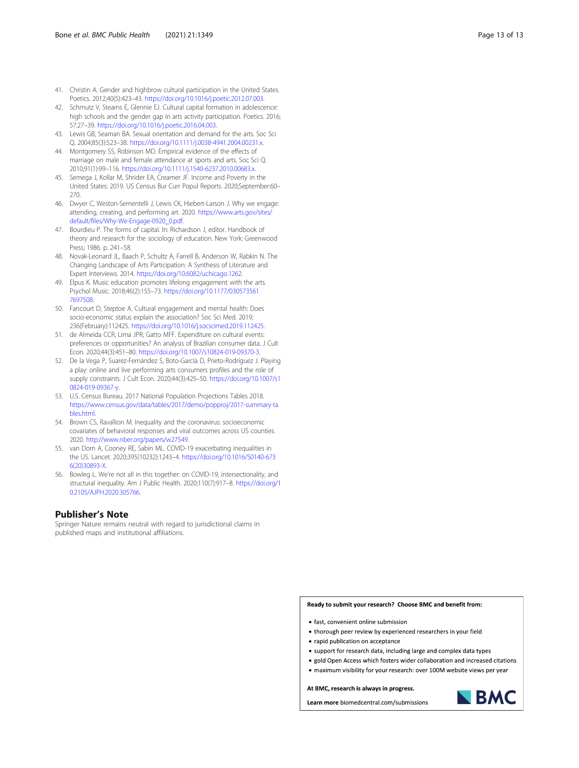41. Christin A. Gender and highbrow cultural participation in the United States. Poetics. 2012;40(5):423–43. https://doi.org/10.1016/j.poetic.2012.07.003.
42. Schmutz V, Stearns E, Glennie EJ. Cultural capital formation in adolescence: high schools and the gender gap in arts activity participation. Poetics. 2016; 57:27–39. https://doi.org/10.1016/j.poetic.2016.04.003.
43. Lewis GB, Seaman BA. Sexual orientation and demand for the arts. Soc Sci Q. 2004;85(3):523–38. https://doi.org/10.1111/j.0038-4941.2004.00231.x.
44. Montgomery SS, Robinson MD. Empirical evidence of the effects of marriage on male and female attendance at sports and arts. Soc Sci Q. 2010;91(1):99–116. https://doi.org/10.1111/j.1540-6237.2010.00683.x.
45. Semega J, Kollar M, Shrider EA, Creamer JF. Income and Poverty in the United States: 2019. US Census Bur Curr Popul Reports. 2020;September:60–270.
46. Dwyer C, Weston-Sementelli J, Lewis CK, Hiebert-Larson J. Why we engage: attending, creating, and performing art. 2020. https://www.arts.gov/sites/default/files/Why-We-Engage-0920_0.pdf.
47. Bourdieu P. The forms of capital. In: Richardson J, editor. Handbook of theory and research for the sociology of education. New York: Greenwood Press; 1986. p. 241–58.
48. Novak-Leonard JL, Baach P, Schultz A, Farrell B, Anderson W, Rabkin N. The Changing Landscape of Arts Participation: A Synthesis of Literature and Expert Interviews. 2014. https://doi.org/10.6082/uchicago.1262.
49. Elpus K. Music education promotes lifelong engagement with the arts. Psychol Music. 2018;46(2):155–73. https://doi.org/10.1177/0305735617697508.
50. Fancourt D, Steptoe A. Cultural engagement and mental health: Does socio-economic status explain the association? Soc Sci Med. 2019; 236(February):112425. https://doi.org/10.1016/j.socscimed.2019.112425.
51. de Almeida CCR, Lima JPR, Gatto MFF. Expenditure on cultural events: preferences or opportunities? An analysis of Brazilian consumer data. J Cult Econ. 2020;44(3):451–80. https://doi.org/10.1007/s10824-019-09370-3.
52. De la Vega P, Suarez-Fernández S, Boto-García D, Prieto-Rodríguez J. Playing a play: online and live performing arts consumers profiles and the role of supply constraints. J Cult Econ. 2020;44(3):425–50. https://doi.org/10.1007/s10824-019-09367-y.
53. U.S. Census Bureau. 2017 National Population Projections Tables 2018. https://www.census.gov/data/tables/2017/demo/popproj/2017-summary-tables.html.
54. Brown CS, Ravallion M. Inequality and the coronavirus: socioeconomic covariates of behavioral responses and viral outcomes across US counties. 2020. http://www.nber.org/papers/w27549.
55. van Dorn A, Cooney RE, Sabin ML. COVID-19 exacerbating inequalities in the US. Lancet. 2020;395(10232):1243–4. https://doi.org/10.1016/S0140-6736(20)30893-X.
56. Bowleg L. We're not all in this together: on COVID-19, intersectionality, and structural inequality. Am J Public Health. 2020;110(7):917–8. https://doi.org/10.2105/AJPH.2020.305766.

## Publisher's Note

Springer Nature remains neutral with regard to jurisdictional claims in published maps and institutional affiliations.

**Ready to submit your research? Choose BMC and benefit from:**

- fast, convenient online submission
- thorough peer review by experienced researchers in your field
- rapid publication on acceptance
- support for research data, including large and complex data types
- gold Open Access which fosters wider collaboration and increased citations
- maximum visibility for your research: over 100M website views per year

**At BMC, research is always in progress.**

**Learn more** biomedcentral.com/submissions

BMC